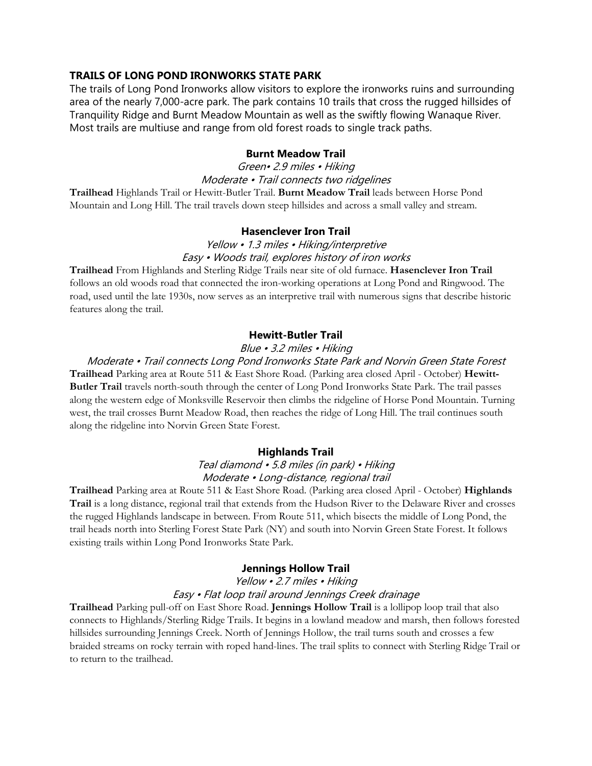## TRAILS OF LONG POND IRONWORKS STATE PARK

The trails of Long Pond Ironworks allow visitors to explore the ironworks ruins and surrounding area of the nearly 7,000-acre park. The park contains 10 trails that cross the rugged hillsides of Tranquility Ridge and Burnt Meadow Mountain as well as the swiftly flowing Wanaque River. Most trails are multiuse and range from old forest roads to single track paths.

### Burnt Meadow Trail

*Green• 2.9 miles • Hiking*

*Moderate • Trail connects two ridgelines*

**Trailhead** Highlands Trail or Hewitt-Butler Trail. **Burnt Meadow Trail** leads between Horse Pond Mountain and Long Hill. The trail travels down steep hillsides and across a small valley and stream.

### Hasenclever Iron Trail

*Yellow • 1.3 miles • Hiking/interpretive*

*Easy • Woods trail, explores history of iron works*

**Trailhead** From Highlands and Sterling Ridge Trails near site of old furnace. **Hasenclever Iron Trail** follows an old woods road that connected the iron-working operations at Long Pond and Ringwood. The road, used until the late 1930s, now serves as an interpretive trail with numerous signs that describe historic features along the trail.

### Hewitt-Butler Trail

*Blue • 3.2 miles • Hiking*

*Moderate • Trail connects Long Pond Ironworks State Park and Norvin Green State Forest*

**Trailhead** Parking area at Route 511 & East Shore Road. (Parking area closed April - October) **Hewitt-Butler Trail** travels north-south through the center of Long Pond Ironworks State Park. The trail passes along the western edge of Monksville Reservoir then climbs the ridgeline of Horse Pond Mountain. Turning west, the trail crosses Burnt Meadow Road, then reaches the ridge of Long Hill. The trail continues south along the ridgeline into Norvin Green State Forest.

### Highlands Trail

*Teal diamond • 5.8 miles (in park) • Hiking*

*Moderate • Long-distance, regional trail*

**Trailhead** Parking area at Route 511 & East Shore Road. (Parking area closed April - October) **Highlands Trail** is a long distance, regional trail that extends from the Hudson River to the Delaware River and crosses the rugged Highlands landscape in between. From Route 511, which bisects the middle of Long Pond, the trail heads north into Sterling Forest State Park (NY) and south into Norvin Green State Forest. It follows existing trails within Long Pond Ironworks State Park.

### Jennings Hollow Trail

*Yellow • 2.7 miles • Hiking*

*Easy • Flat loop trail around Jennings Creek drainage*

**Trailhead** Parking pull-off on East Shore Road. **Jennings Hollow Trail** is a lollipop loop trail that also connects to Highlands/Sterling Ridge Trails. It begins in a lowland meadow and marsh, then follows forested hillsides surrounding Jennings Creek. North of Jennings Hollow, the trail turns south and crosses a few braided streams on rocky terrain with roped hand-lines. The trail splits to connect with Sterling Ridge Trail or to return to the trailhead.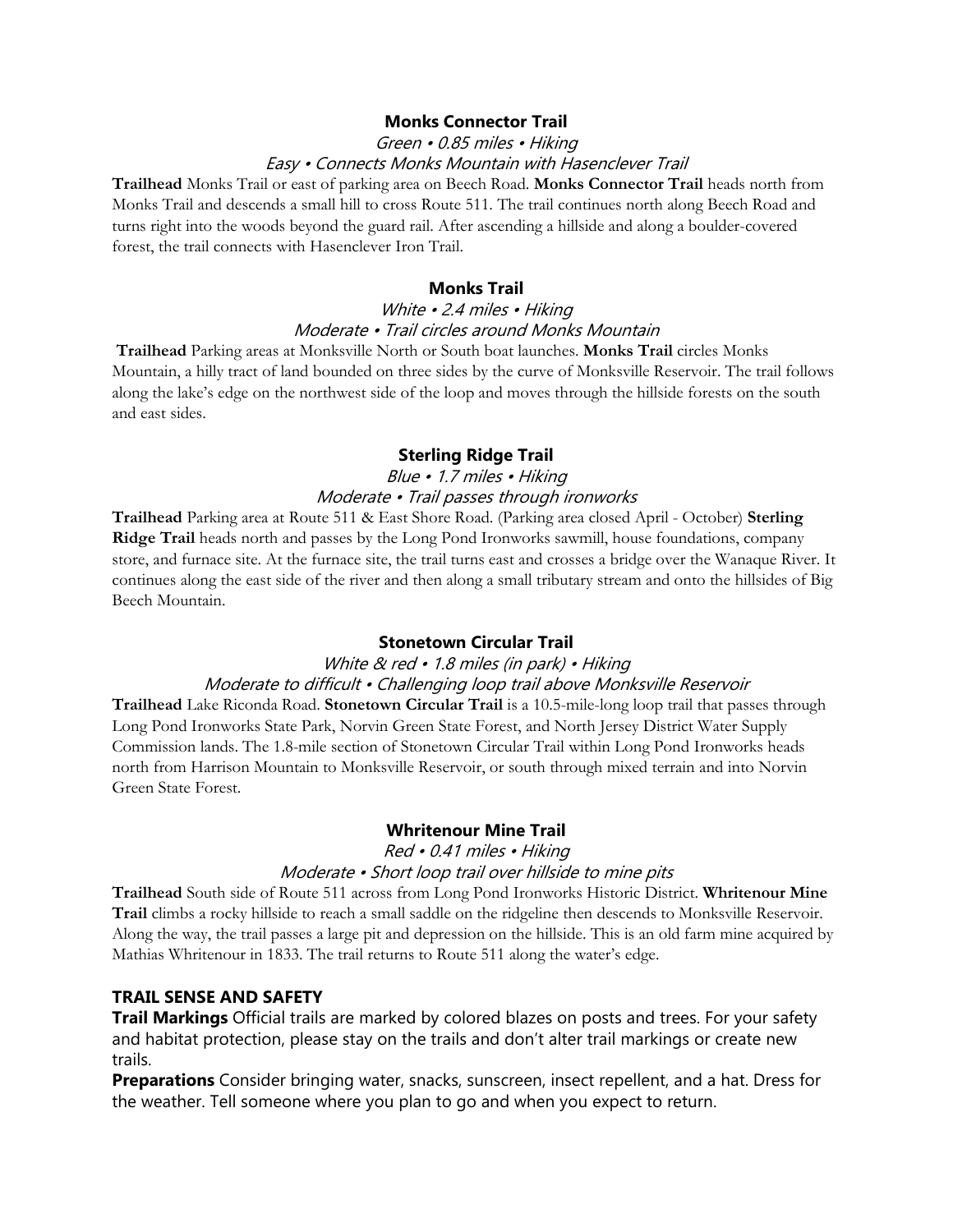### Monks Connector Trail

*Green • 0.85 miles • Hiking*

*Easy • Connects Monks Mountain with Hasenclever Trail*

**Trailhead** Monks Trail or east of parking area on Beech Road. **Monks Connector Trail** heads north from Monks Trail and descends a small hill to cross Route 511. The trail continues north along Beech Road and turns right into the woods beyond the guard rail. After ascending a hillside and along a boulder-covered forest, the trail connects with Hasenclever Iron Trail.

### Monks Trail

*White • 2.4 miles • Hiking*

*Moderate • Trail circles around Monks Mountain*

**Trailhead** Parking areas at Monksville North or South boat launches. **Monks Trail** circles Monks Mountain, a hilly tract of land bounded on three sides by the curve of Monksville Reservoir. The trail follows along the lake's edge on the northwest side of the loop and moves through the hillside forests on the south and east sides.

### Sterling Ridge Trail

*Blue • 1.7 miles • Hiking*

*Moderate • Trail passes through ironworks*

**Trailhead** Parking area at Route 511 & East Shore Road. (Parking area closed April - October) **Sterling Ridge Trail** heads north and passes by the Long Pond Ironworks sawmill, house foundations, company store, and furnace site. At the furnace site, the trail turns east and crosses a bridge over the Wanaque River. It continues along the east side of the river and then along a small tributary stream and onto the hillsides of Big Beech Mountain.

### Stonetown Circular Trail

*White & red • 1.8 miles (in park) • Hiking*

*Moderate to difficult • Challenging loop trail above Monksville Reservoir*

**Trailhead** Lake Riconda Road. **Stonetown Circular Trail** is a 10.5-mile-long loop trail that passes through Long Pond Ironworks State Park, Norvin Green State Forest, and North Jersey District Water Supply Commission lands. The 1.8-mile section of Stonetown Circular Trail within Long Pond Ironworks heads north from Harrison Mountain to Monksville Reservoir, or south through mixed terrain and into Norvin Green State Forest.

### Whritenour Mine Trail

*Red • 0.41 miles • Hiking*

*Moderate • Short loop trail over hillside to mine pits*

**Trailhead** South side of Route 511 across from Long Pond Ironworks Historic District. **Whritenour Mine Trail** climbs a rocky hillside to reach a small saddle on the ridgeline then descends to Monksville Reservoir. Along the way, the trail passes a large pit and depression on the hillside. This is an old farm mine acquired by Mathias Whritenour in 1833. The trail returns to Route 511 along the water's edge.

## TRAIL SENSE AND SAFETY

**Trail Markings** Official trails are marked by colored blazes on posts and trees. For your safety and habitat protection, please stay on the trails and don't alter trail markings or create new trails.

**Preparations** Consider bringing water, snacks, sunscreen, insect repellent, and a hat. Dress for the weather. Tell someone where you plan to go and when you expect to return.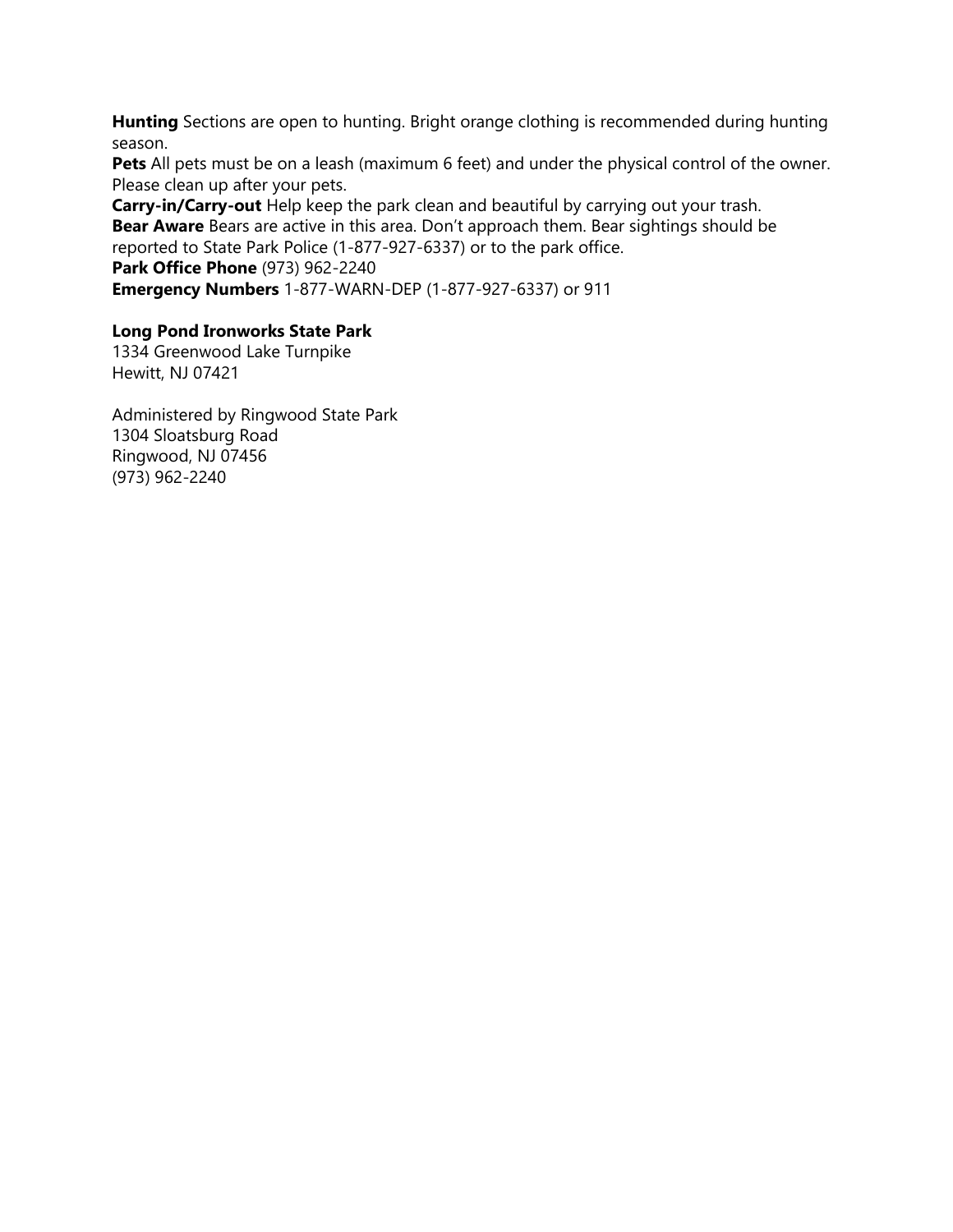**Hunting** Sections are open to hunting. Bright orange clothing is recommended during hunting season.
**Pets** All pets must be on a leash (maximum 6 feet) and under the physical control of the owner. Please clean up after your pets.
**Carry-in/Carry-out** Help keep the park clean and beautiful by carrying out your trash.
**Bear Aware** Bears are active in this area. Don't approach them. Bear sightings should be reported to State Park Police (1-877-927-6337) or to the park office.
**Park Office Phone** (973) 962-2240
**Emergency Numbers** 1-877-WARN-DEP (1-877-927-6337) or 911

**Long Pond Ironworks State Park**
1334 Greenwood Lake Turnpike
Hewitt, NJ 07421

Administered by Ringwood State Park
1304 Sloatsburg Road
Ringwood, NJ 07456
(973) 962-2240